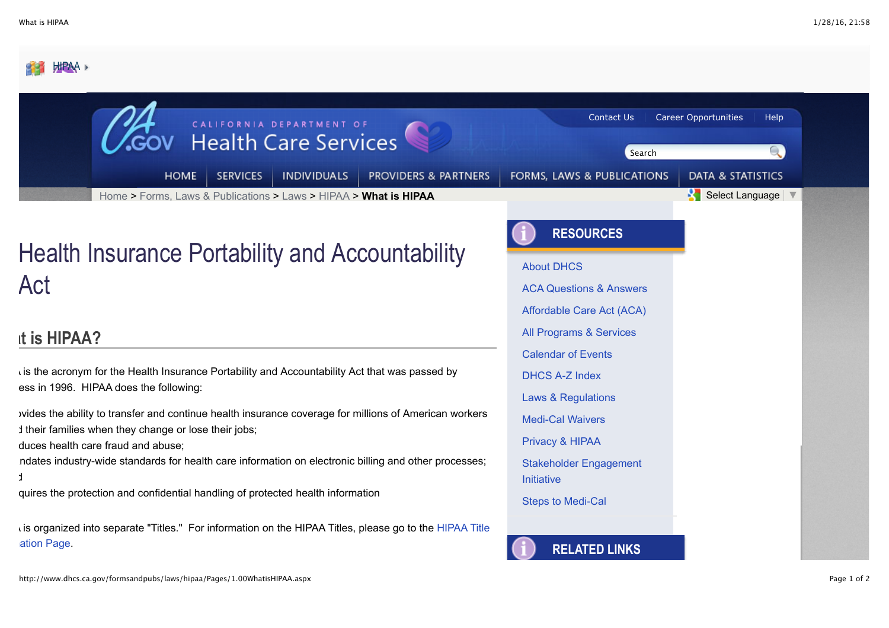HIPAA

Contact Us | Career Opportunities | Help

CALIFORNIA DEPARTMENT OF Health Care Services

HOME | SERVICES | INDIVIDUALS | PROVIDERS & PARTNERS | FORMS, LAWS & PUBLICATIONS | DATA & STATISTICS

Home > Forms, Laws & Publications > Laws > HIPAA > **What is HIPAA**

# Health Insurance Portability and Accountability Act

## ıt is HIPAA?

ı is the acronym for the Health Insurance Portability and Accountability Act that was passed by ess in 1996. HIPAA does the following:

ovides the ability to transfer and continue health insurance coverage for millions of American workers d their families when they change or lose their jobs;
duces health care fraud and abuse;
ndates industry-wide standards for health care information on electronic billing and other processes;
d
quires the protection and confidential handling of protected health information

ı is organized into separate "Titles." For information on the HIPAA Titles, please go to the HIPAA Title ation Page.

## RESOURCES

- About DHCS
- ACA Questions & Answers
- Affordable Care Act (ACA)
- All Programs & Services
- Calendar of Events
- DHCS A-Z Index
- Laws & Regulations
- Medi-Cal Waivers
- Privacy & HIPAA
- Stakeholder Engagement Initiative
- Steps to Medi-Cal

## RELATED LINKS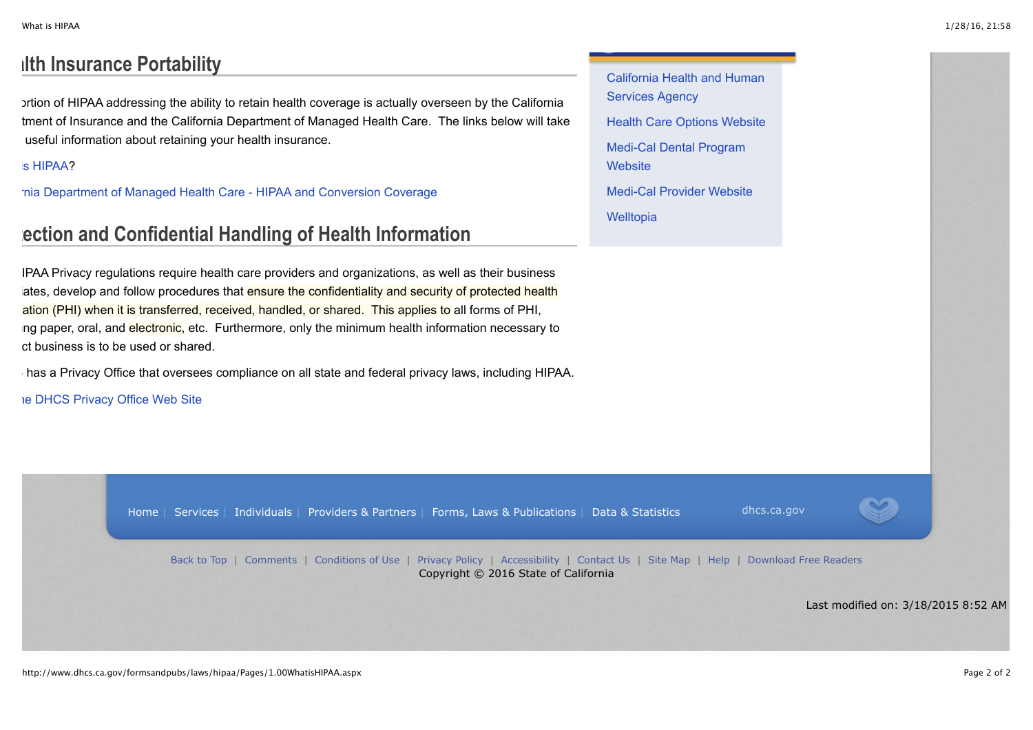## lth Insurance Portability

ortion of HIPAA addressing the ability to retain health coverage is actually overseen by the California tment of Insurance and the California Department of Managed Health Care. The links below will take useful information about retaining your health insurance.

is HIPAA?

rnia Department of Managed Health Care - HIPAA and Conversion Coverage

## ection and Confidential Handling of Health Information

IPAA Privacy regulations require health care providers and organizations, as well as their business iates, develop and follow procedures that ensure the confidentiality and security of protected health ation (PHI) when it is transferred, received, handled, or shared. This applies to all forms of PHI, ing paper, oral, and electronic, etc. Furthermore, only the minimum health information necessary to ct business is to be used or shared.

has a Privacy Office that oversees compliance on all state and federal privacy laws, including HIPAA.

ne DHCS Privacy Office Web Site

- California Health and Human Services Agency
- Health Care Options Website
- Medi-Cal Dental Program Website
- Medi-Cal Provider Website
- Welltopia

Home | Services | Individuals | Providers & Partners | Forms, Laws & Publications | Data & Statistics

dhcs.ca.gov

Back to Top | Comments | Conditions of Use | Privacy Policy | Accessibility | Contact Us | Site Map | Help | Download Free Readers

Copyright © 2016 State of California

Last modified on: 3/18/2015 8:52 AM